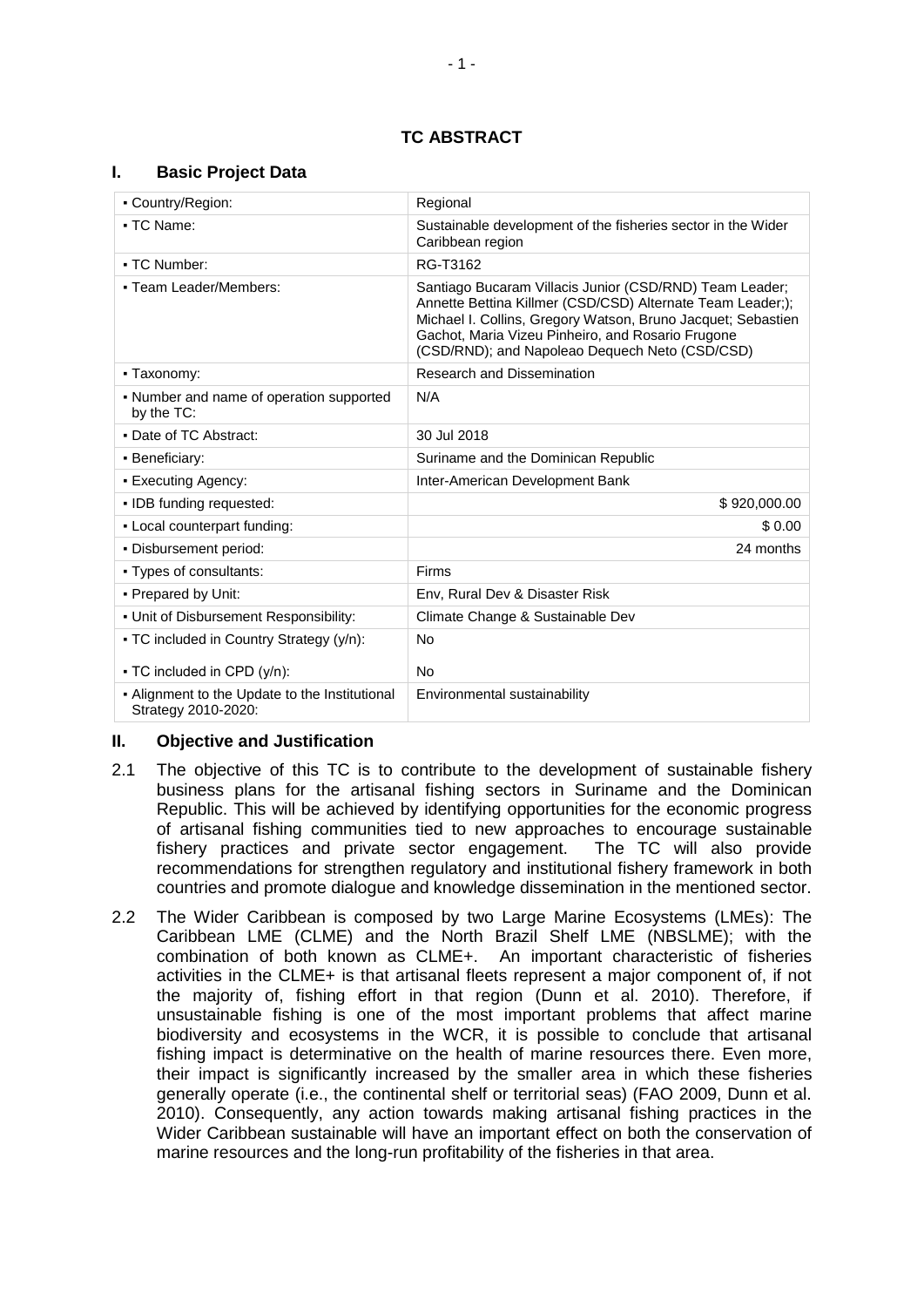# TC ABSTRACT

## I. Basic Project Data

| | |
|---|---|
| ▪ Country/Region: | Regional |
| ▪ TC Name: | Sustainable development of the fisheries sector in the Wider Caribbean region |
| ▪ TC Number: | RG-T3162 |
| ▪ Team Leader/Members: | Santiago Bucaram Villacis Junior (CSD/RND) Team Leader; Annette Bettina Killmer (CSD/CSD) Alternate Team Leader;); Michael I. Collins, Gregory Watson, Bruno Jacquet; Sebastien Gachot, Maria Vizeu Pinheiro, and Rosario Frugone (CSD/RND); and Napoleao Dequech Neto (CSD/CSD) |
| ▪ Taxonomy: | Research and Dissemination |
| ▪ Number and name of operation supported by the TC: | N/A |
| ▪ Date of TC Abstract: | 30 Jul 2018 |
| ▪ Beneficiary: | Suriname and the Dominican Republic |
| ▪ Executing Agency: | Inter-American Development Bank |
| ▪ IDB funding requested: | $ 920,000.00 |
| ▪ Local counterpart funding: | $ 0.00 |
| ▪ Disbursement period: | 24 months |
| ▪ Types of consultants: | Firms |
| ▪ Prepared by Unit: | Env, Rural Dev & Disaster Risk |
| ▪ Unit of Disbursement Responsibility: | Climate Change & Sustainable Dev |
| ▪ TC included in Country Strategy (y/n): | No |
| ▪ TC included in CPD (y/n): | No |
| ▪ Alignment to the Update to the Institutional Strategy 2010-2020: | Environmental sustainability |

## II. Objective and Justification

2.1 The objective of this TC is to contribute to the development of sustainable fishery business plans for the artisanal fishing sectors in Suriname and the Dominican Republic. This will be achieved by identifying opportunities for the economic progress of artisanal fishing communities tied to new approaches to encourage sustainable fishery practices and private sector engagement. The TC will also provide recommendations for strengthen regulatory and institutional fishery framework in both countries and promote dialogue and knowledge dissemination in the mentioned sector.

2.2 The Wider Caribbean is composed by two Large Marine Ecosystems (LMEs): The Caribbean LME (CLME) and the North Brazil Shelf LME (NBSLME); with the combination of both known as CLME+. An important characteristic of fisheries activities in the CLME+ is that artisanal fleets represent a major component of, if not the majority of, fishing effort in that region (Dunn et al. 2010). Therefore, if unsustainable fishing is one of the most important problems that affect marine biodiversity and ecosystems in the WCR, it is possible to conclude that artisanal fishing impact is determinative on the health of marine resources there. Even more, their impact is significantly increased by the smaller area in which these fisheries generally operate (i.e., the continental shelf or territorial seas) (FAO 2009, Dunn et al. 2010). Consequently, any action towards making artisanal fishing practices in the Wider Caribbean sustainable will have an important effect on both the conservation of marine resources and the long-run profitability of the fisheries in that area.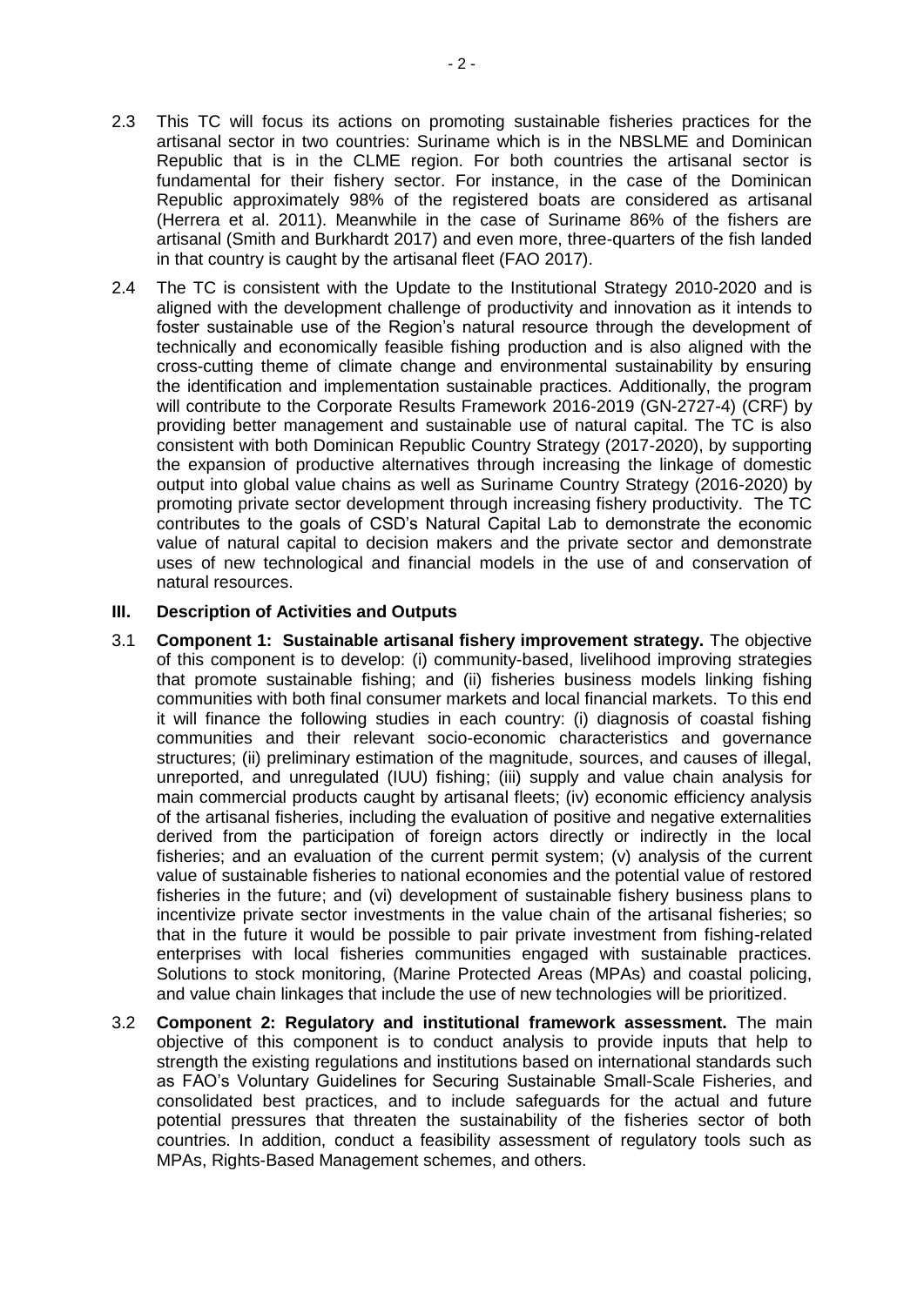2.3 This TC will focus its actions on promoting sustainable fisheries practices for the artisanal sector in two countries: Suriname which is in the NBSLME and Dominican Republic that is in the CLME region. For both countries the artisanal sector is fundamental for their fishery sector. For instance, in the case of the Dominican Republic approximately 98% of the registered boats are considered as artisanal (Herrera et al. 2011). Meanwhile in the case of Suriname 86% of the fishers are artisanal (Smith and Burkhardt 2017) and even more, three-quarters of the fish landed in that country is caught by the artisanal fleet (FAO 2017).

2.4 The TC is consistent with the Update to the Institutional Strategy 2010-2020 and is aligned with the development challenge of productivity and innovation as it intends to foster sustainable use of the Region's natural resource through the development of technically and economically feasible fishing production and is also aligned with the cross-cutting theme of climate change and environmental sustainability by ensuring the identification and implementation sustainable practices. Additionally, the program will contribute to the Corporate Results Framework 2016-2019 (GN-2727-4) (CRF) by providing better management and sustainable use of natural capital. The TC is also consistent with both Dominican Republic Country Strategy (2017-2020), by supporting the expansion of productive alternatives through increasing the linkage of domestic output into global value chains as well as Suriname Country Strategy (2016-2020) by promoting private sector development through increasing fishery productivity. The TC contributes to the goals of CSD's Natural Capital Lab to demonstrate the economic value of natural capital to decision makers and the private sector and demonstrate uses of new technological and financial models in the use of and conservation of natural resources.

## III. Description of Activities and Outputs

3.1 **Component 1: Sustainable artisanal fishery improvement strategy.** The objective of this component is to develop: (i) community-based, livelihood improving strategies that promote sustainable fishing; and (ii) fisheries business models linking fishing communities with both final consumer markets and local financial markets. To this end it will finance the following studies in each country: (i) diagnosis of coastal fishing communities and their relevant socio-economic characteristics and governance structures; (ii) preliminary estimation of the magnitude, sources, and causes of illegal, unreported, and unregulated (IUU) fishing; (iii) supply and value chain analysis for main commercial products caught by artisanal fleets; (iv) economic efficiency analysis of the artisanal fisheries, including the evaluation of positive and negative externalities derived from the participation of foreign actors directly or indirectly in the local fisheries; and an evaluation of the current permit system; (v) analysis of the current value of sustainable fisheries to national economies and the potential value of restored fisheries in the future; and (vi) development of sustainable fishery business plans to incentivize private sector investments in the value chain of the artisanal fisheries; so that in the future it would be possible to pair private investment from fishing-related enterprises with local fisheries communities engaged with sustainable practices. Solutions to stock monitoring, (Marine Protected Areas (MPAs) and coastal policing, and value chain linkages that include the use of new technologies will be prioritized.

3.2 **Component 2: Regulatory and institutional framework assessment.** The main objective of this component is to conduct analysis to provide inputs that help to strength the existing regulations and institutions based on international standards such as FAO's Voluntary Guidelines for Securing Sustainable Small-Scale Fisheries, and consolidated best practices, and to include safeguards for the actual and future potential pressures that threaten the sustainability of the fisheries sector of both countries. In addition, conduct a feasibility assessment of regulatory tools such as MPAs, Rights-Based Management schemes, and others.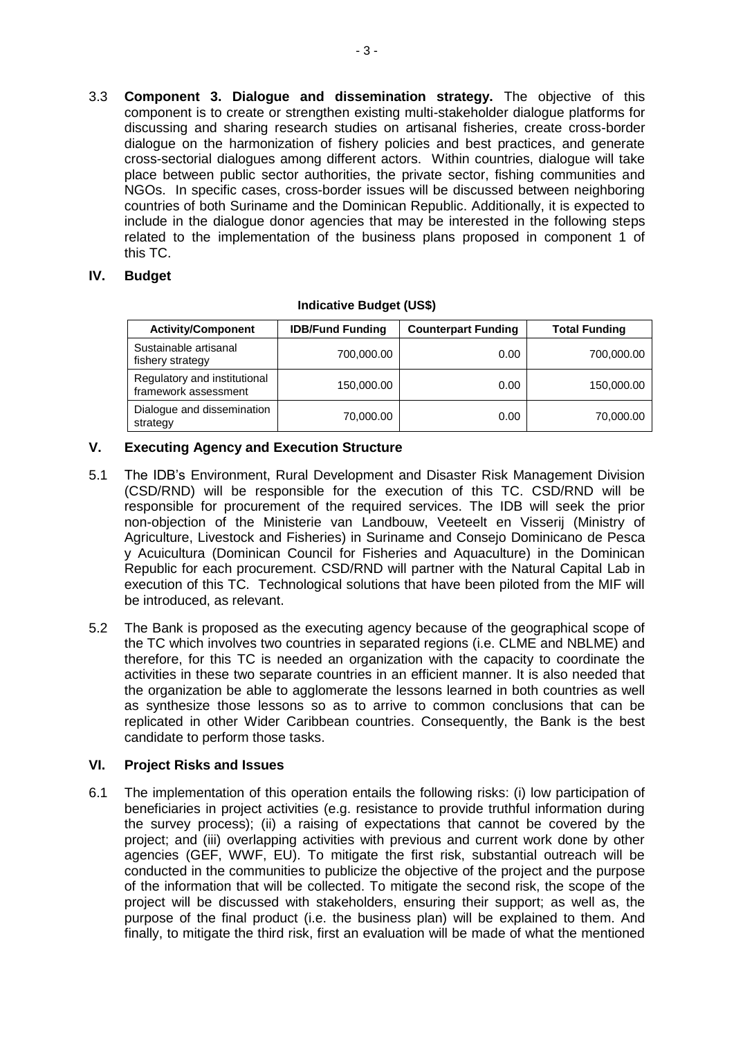3.3 **Component 3. Dialogue and dissemination strategy.** The objective of this component is to create or strengthen existing multi-stakeholder dialogue platforms for discussing and sharing research studies on artisanal fisheries, create cross-border dialogue on the harmonization of fishery policies and best practices, and generate cross-sectorial dialogues among different actors. Within countries, dialogue will take place between public sector authorities, the private sector, fishing communities and NGOs. In specific cases, cross-border issues will be discussed between neighboring countries of both Suriname and the Dominican Republic. Additionally, it is expected to include in the dialogue donor agencies that may be interested in the following steps related to the implementation of the business plans proposed in component 1 of this TC.

## IV. Budget

**Indicative Budget (US$)**

| Activity/Component | IDB/Fund Funding | Counterpart Funding | Total Funding |
|---|---|---|---|
| Sustainable artisanal fishery strategy | 700,000.00 | 0.00 | 700,000.00 |
| Regulatory and institutional framework assessment | 150,000.00 | 0.00 | 150,000.00 |
| Dialogue and dissemination strategy | 70,000.00 | 0.00 | 70,000.00 |

## V. Executing Agency and Execution Structure

5.1 The IDB's Environment, Rural Development and Disaster Risk Management Division (CSD/RND) will be responsible for the execution of this TC. CSD/RND will be responsible for procurement of the required services. The IDB will seek the prior non-objection of the Ministerie van Landbouw, Veeteelt en Visserij (Ministry of Agriculture, Livestock and Fisheries) in Suriname and Consejo Dominicano de Pesca y Acuicultura (Dominican Council for Fisheries and Aquaculture) in the Dominican Republic for each procurement. CSD/RND will partner with the Natural Capital Lab in execution of this TC. Technological solutions that have been piloted from the MIF will be introduced, as relevant.

5.2 The Bank is proposed as the executing agency because of the geographical scope of the TC which involves two countries in separated regions (i.e. CLME and NBLME) and therefore, for this TC is needed an organization with the capacity to coordinate the activities in these two separate countries in an efficient manner. It is also needed that the organization be able to agglomerate the lessons learned in both countries as well as synthesize those lessons so as to arrive to common conclusions that can be replicated in other Wider Caribbean countries. Consequently, the Bank is the best candidate to perform those tasks.

## VI. Project Risks and Issues

6.1 The implementation of this operation entails the following risks: (i) low participation of beneficiaries in project activities (e.g. resistance to provide truthful information during the survey process); (ii) a raising of expectations that cannot be covered by the project; and (iii) overlapping activities with previous and current work done by other agencies (GEF, WWF, EU). To mitigate the first risk, substantial outreach will be conducted in the communities to publicize the objective of the project and the purpose of the information that will be collected. To mitigate the second risk, the scope of the project will be discussed with stakeholders, ensuring their support; as well as, the purpose of the final product (i.e. the business plan) will be explained to them. And finally, to mitigate the third risk, first an evaluation will be made of what the mentioned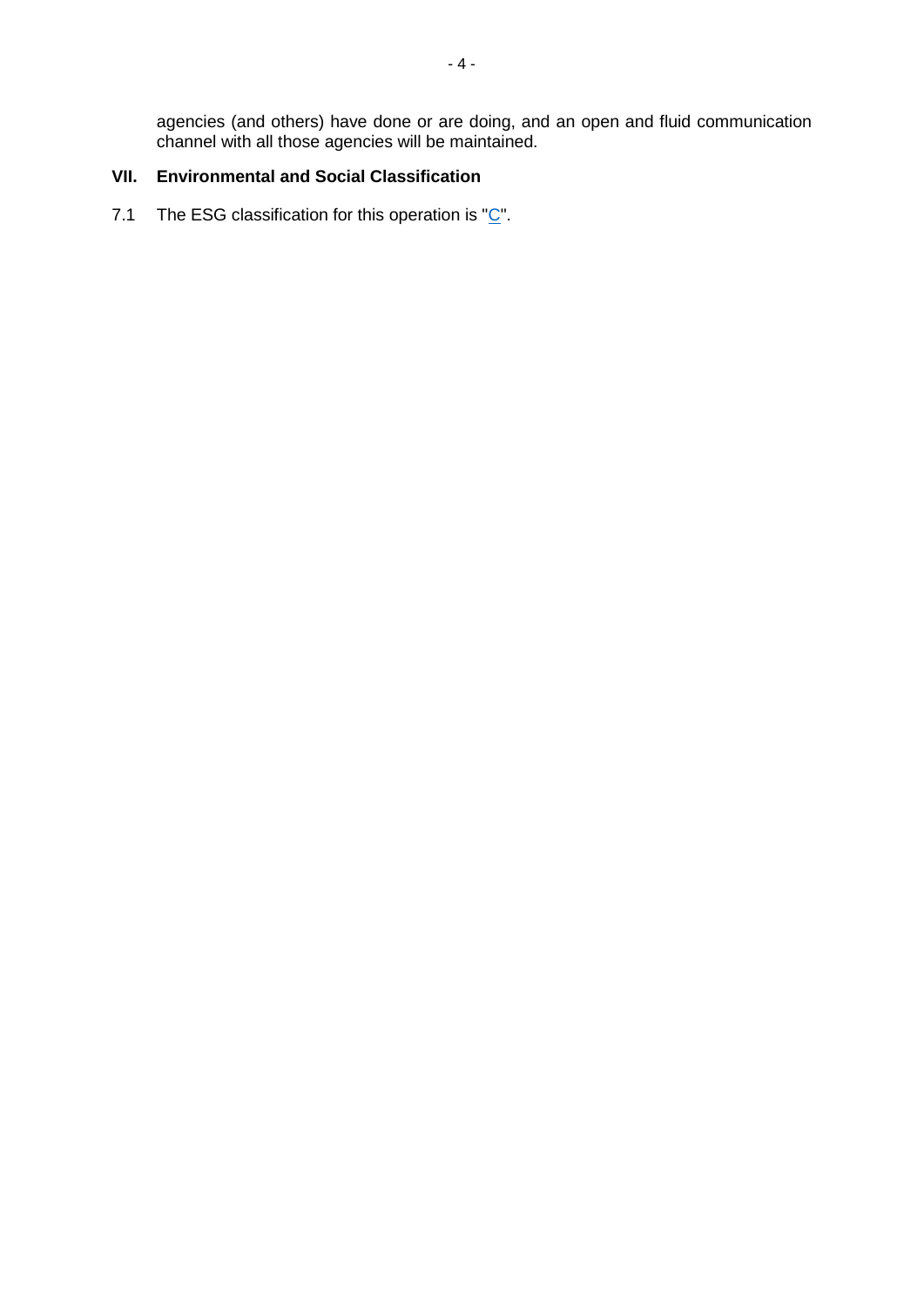agencies (and others) have done or are doing, and an open and fluid communication channel with all those agencies will be maintained.

## VII. Environmental and Social Classification

7.1 The ESG classification for this operation is "C".